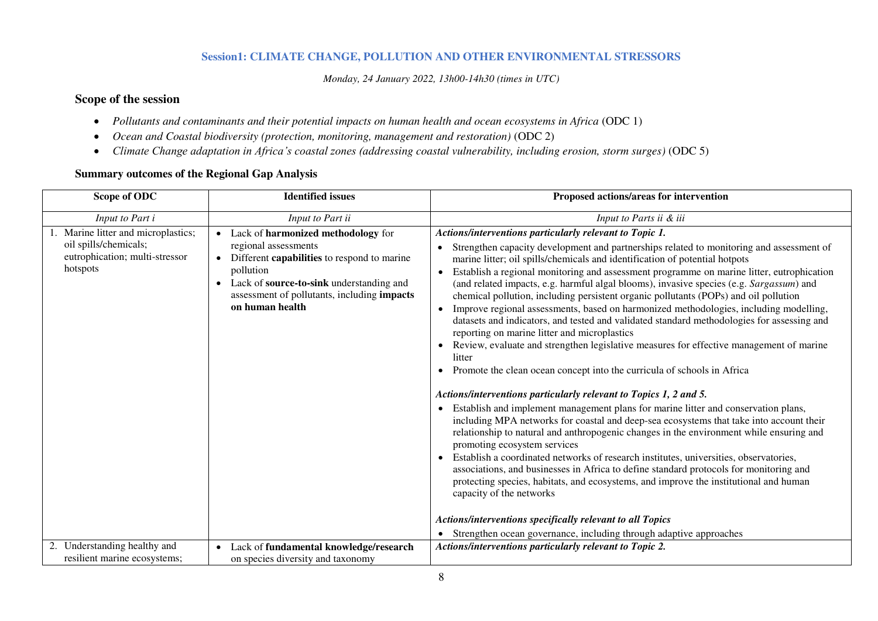### Session1: CLIMATE CHANGE, POLLUTION AND OTHER ENVIRONMENTAL STRESSORS

*Monday, 24 January 2022, 13h00-14h30 (times in UTC)*

## Scope of the session

- *Pollutants and contaminants and their potential impacts on human health and ocean ecosystems in Africa* (ODC 1)
- *Ocean and Coastal biodiversity (protection, monitoring, management and restoration)* (ODC 2)
- *Climate Change adaptation in Africa's coastal zones (addressing coastal vulnerability, including erosion, storm surges)* (ODC 5)

### Summary outcomes of the Regional Gap Analysis

| Scope of ODC | Identified issues | Proposed actions/areas for intervention |
|---|---|---|
| *Input to Part i* | *Input to Part ii* | *Input to Parts ii & iii* |
| 1. Marine litter and microplastics; oil spills/chemicals; eutrophication; multi-stressor hotspots | • Lack of **harmonized methodology** for regional assessments<br>• Different **capabilities** to respond to marine pollution<br>• Lack of **source-to-sink** understanding and assessment of pollutants, including **impacts on human health** | ***Actions/interventions particularly relevant to Topic 1.***<br>• Strengthen capacity development and partnerships related to monitoring and assessment of marine litter; oil spills/chemicals and identification of potential hotspots<br>• Establish a regional monitoring and assessment programme on marine litter, eutrophication (and related impacts, e.g. harmful algal blooms), invasive species (e.g. *Sargassum*) and chemical pollution, including persistent organic pollutants (POPs) and oil pollution<br>• Improve regional assessments, based on harmonized methodologies, including modelling, datasets and indicators, and tested and validated standard methodologies for assessing and reporting on marine litter and microplastics<br>• Review, evaluate and strengthen legislative measures for effective management of marine litter<br>• Promote the clean ocean concept into the curricula of schools in Africa<br><br>***Actions/interventions particularly relevant to Topics 1, 2 and 5.***<br>• Establish and implement management plans for marine litter and conservation plans, including MPA networks for coastal and deep-sea ecosystems that take into account their relationship to natural and anthropogenic changes in the environment while ensuring and promoting ecosystem services<br>• Establish a coordinated networks of research institutes, universities, observatories, associations, and businesses in Africa to define standard protocols for monitoring and protecting species, habitats, and ecosystems, and improve the institutional and human capacity of the networks<br><br>***Actions/interventions specifically relevant to all Topics***<br>• Strengthen ocean governance, including through adaptive approaches |
| 2. Understanding healthy and resilient marine ecosystems; | • Lack of **fundamental knowledge/research** on species diversity and taxonomy | ***Actions/interventions particularly relevant to Topic 2.*** |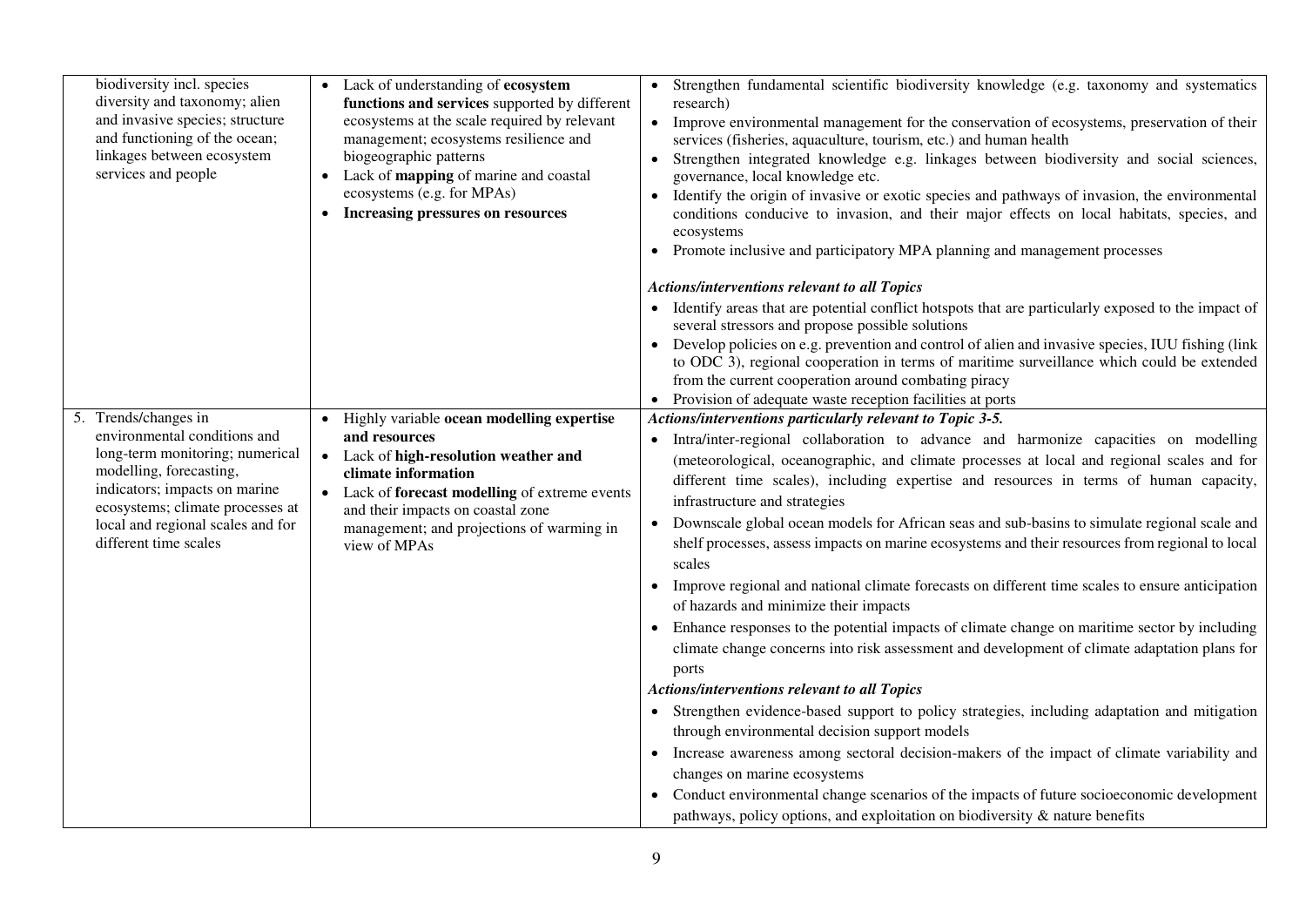| | | |
|---|---|---|
| biodiversity incl. species diversity and taxonomy; alien and invasive species; structure and functioning of the ocean; linkages between ecosystem services and people | • Lack of understanding of **ecosystem functions and services** supported by different ecosystems at the scale required by relevant management; ecosystems resilience and biogeographic patterns<br>• Lack of **mapping** of marine and coastal ecosystems (e.g. for MPAs)<br>• **Increasing pressures on resources** | • Strengthen fundamental scientific biodiversity knowledge (e.g. taxonomy and systematics research)<br>• Improve environmental management for the conservation of ecosystems, preservation of their services (fisheries, aquaculture, tourism, etc.) and human health<br>• Strengthen integrated knowledge e.g. linkages between biodiversity and social sciences, governance, local knowledge etc.<br>• Identify the origin of invasive or exotic species and pathways of invasion, the environmental conditions conducive to invasion, and their major effects on local habitats, species, and ecosystems<br>• Promote inclusive and participatory MPA planning and management processes<br><br>***Actions/interventions relevant to all Topics***<br>• Identify areas that are potential conflict hotspots that are particularly exposed to the impact of several stressors and propose possible solutions<br>• Develop policies on e.g. prevention and control of alien and invasive species, IUU fishing (link to ODC 3), regional cooperation in terms of maritime surveillance which could be extended from the current cooperation around combating piracy<br>• Provision of adequate waste reception facilities at ports |
| 5. Trends/changes in environmental conditions and long-term monitoring; numerical modelling, forecasting, indicators; impacts on marine ecosystems; climate processes at local and regional scales and for different time scales | • Highly variable **ocean modelling expertise and resources**<br>• Lack of **high-resolution weather and climate information**<br>• Lack of **forecast modelling** of extreme events and their impacts on coastal zone management; and projections of warming in view of MPAs | ***Actions/interventions particularly relevant to Topic 3-5.***<br>• Intra/inter-regional collaboration to advance and harmonize capacities on modelling (meteorological, oceanographic, and climate processes at local and regional scales and for different time scales), including expertise and resources in terms of human capacity, infrastructure and strategies<br>• Downscale global ocean models for African seas and sub-basins to simulate regional scale and shelf processes, assess impacts on marine ecosystems and their resources from regional to local scales<br>• Improve regional and national climate forecasts on different time scales to ensure anticipation of hazards and minimize their impacts<br>• Enhance responses to the potential impacts of climate change on maritime sector by including climate change concerns into risk assessment and development of climate adaptation plans for ports<br>***Actions/interventions relevant to all Topics***<br>• Strengthen evidence-based support to policy strategies, including adaptation and mitigation through environmental decision support models<br>• Increase awareness among sectoral decision-makers of the impact of climate variability and changes on marine ecosystems<br>• Conduct environmental change scenarios of the impacts of future socioeconomic development pathways, policy options, and exploitation on biodiversity & nature benefits |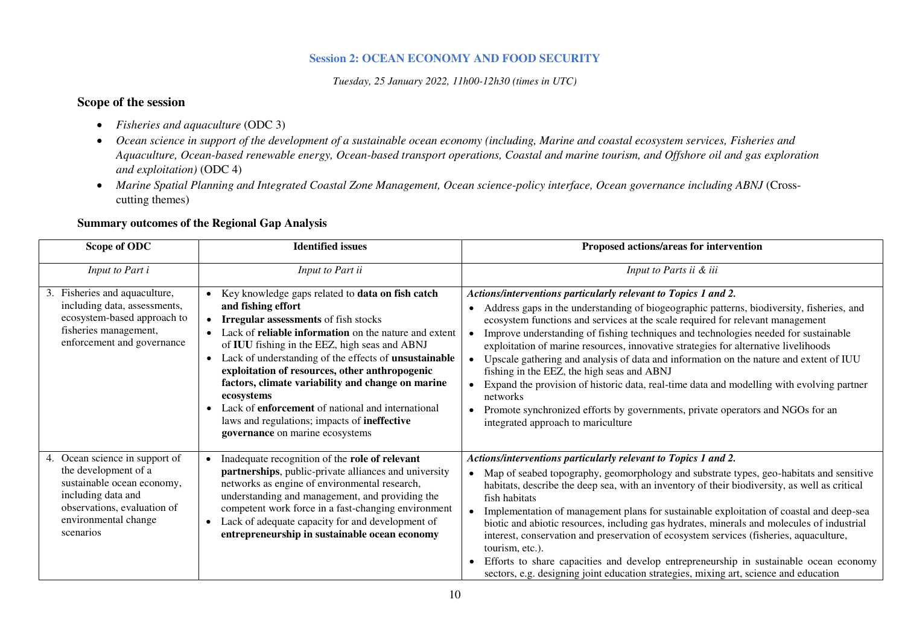**Session 2: OCEAN ECONOMY AND FOOD SECURITY**

*Tuesday, 25 January 2022, 11h00-12h30 (times in UTC)*

## Scope of the session

- *Fisheries and aquaculture* (ODC 3)
- *Ocean science in support of the development of a sustainable ocean economy (including, Marine and coastal ecosystem services, Fisheries and Aquaculture, Ocean-based renewable energy, Ocean-based transport operations, Coastal and marine tourism, and Offshore oil and gas exploration and exploitation)* (ODC 4)
- *Marine Spatial Planning and Integrated Coastal Zone Management, Ocean science-policy interface, Ocean governance including ABNJ* (Cross-cutting themes)

### Summary outcomes of the Regional Gap Analysis

| Scope of ODC | Identified issues | Proposed actions/areas for intervention |
|---|---|---|
| *Input to Part i* | *Input to Part ii* | *Input to Parts ii & iii* |
| 3. Fisheries and aquaculture, including data, assessments, ecosystem-based approach to fisheries management, enforcement and governance | • Key knowledge gaps related to **data on fish catch and fishing effort**<br>• **Irregular assessments** of fish stocks<br>• Lack of **reliable information** on the nature and extent of **IUU** fishing in the EEZ, high seas and ABNJ<br>• Lack of understanding of the effects of **unsustainable exploitation of resources, other anthropogenic factors, climate variability and change on marine ecosystems**<br>• Lack of **enforcement** of national and international laws and regulations; impacts of **ineffective governance** on marine ecosystems | ***Actions/interventions particularly relevant to Topics 1 and 2.***<br>• Address gaps in the understanding of biogeographic patterns, biodiversity, fisheries, and ecosystem functions and services at the scale required for relevant management<br>• Improve understanding of fishing techniques and technologies needed for sustainable exploitation of marine resources, innovative strategies for alternative livelihoods<br>• Upscale gathering and analysis of data and information on the nature and extent of IUU fishing in the EEZ, the high seas and ABNJ<br>• Expand the provision of historic data, real-time data and modelling with evolving partner networks<br>• Promote synchronized efforts by governments, private operators and NGOs for an integrated approach to mariculture |
| 4. Ocean science in support of the development of a sustainable ocean economy, including data and observations, evaluation of environmental change scenarios | • Inadequate recognition of the **role of relevant partnerships**, public-private alliances and university networks as engine of environmental research, understanding and management, and providing the competent work force in a fast-changing environment<br>• Lack of adequate capacity for and development of **entrepreneurship in sustainable ocean economy** | ***Actions/interventions particularly relevant to Topics 1 and 2.***<br>• Map of seabed topography, geomorphology and substrate types, geo-habitats and sensitive habitats, describe the deep sea, with an inventory of their biodiversity, as well as critical fish habitats<br>• Implementation of management plans for sustainable exploitation of coastal and deep-sea biotic and abiotic resources, including gas hydrates, minerals and molecules of industrial interest, conservation and preservation of ecosystem services (fisheries, aquaculture, tourism, etc.).<br>• Efforts to share capacities and develop entrepreneurship in sustainable ocean economy sectors, e.g. designing joint education strategies, mixing art, science and education |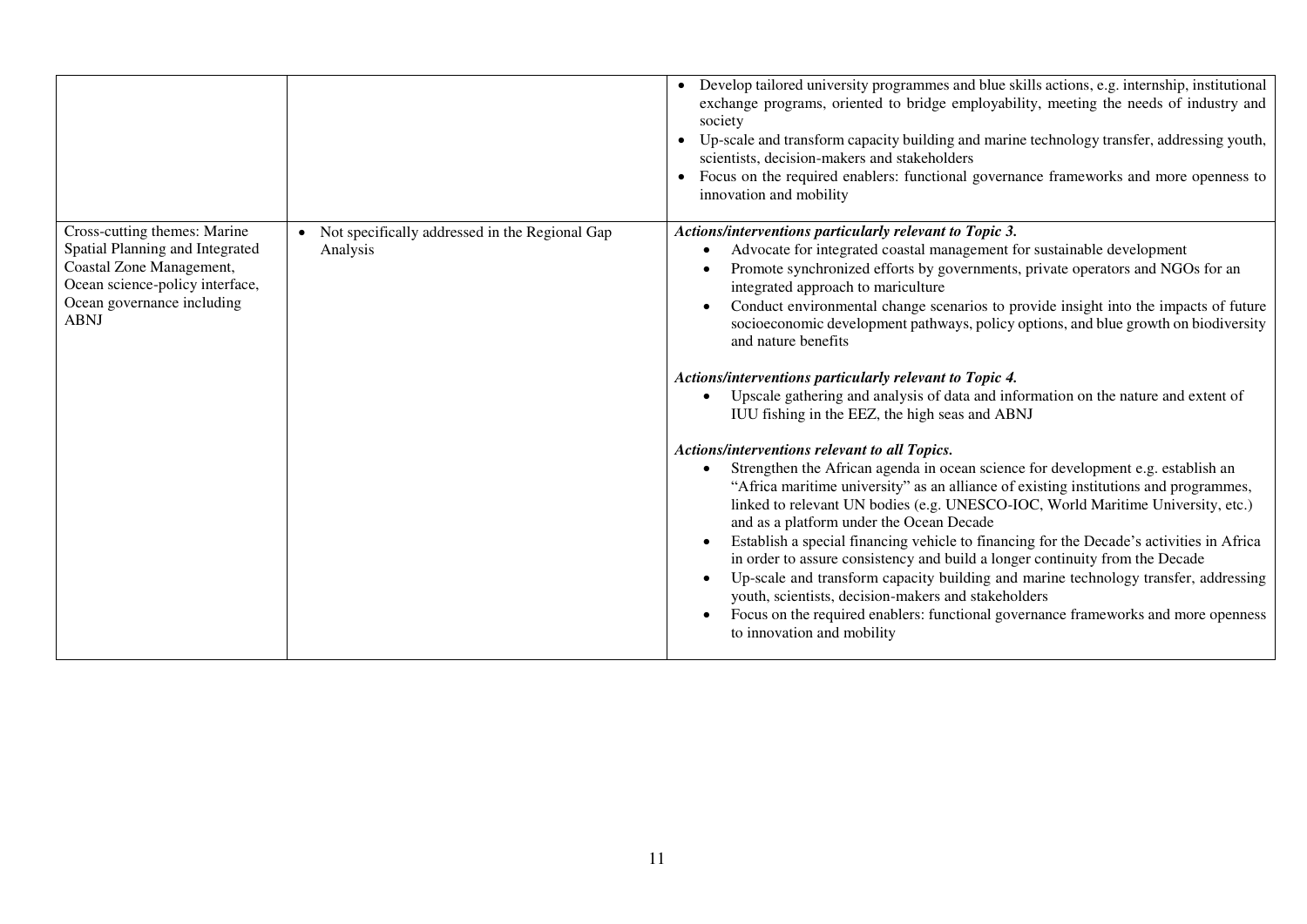| | | |
|---|---|---|
| | | • Develop tailored university programmes and blue skills actions, e.g. internship, institutional exchange programs, oriented to bridge employability, meeting the needs of industry and society<br>• Up-scale and transform capacity building and marine technology transfer, addressing youth, scientists, decision-makers and stakeholders<br>• Focus on the required enablers: functional governance frameworks and more openness to innovation and mobility |
| Cross-cutting themes: Marine Spatial Planning and Integrated Coastal Zone Management, Ocean science-policy interface, Ocean governance including ABNJ | • Not specifically addressed in the Regional Gap Analysis | ***Actions/interventions particularly relevant to Topic 3.***<br>• Advocate for integrated coastal management for sustainable development<br>• Promote synchronized efforts by governments, private operators and NGOs for an integrated approach to mariculture<br>• Conduct environmental change scenarios to provide insight into the impacts of future socioeconomic development pathways, policy options, and blue growth on biodiversity and nature benefits<br><br>***Actions/interventions particularly relevant to Topic 4.***<br>• Upscale gathering and analysis of data and information on the nature and extent of IUU fishing in the EEZ, the high seas and ABNJ<br><br>***Actions/interventions relevant to all Topics.***<br>• Strengthen the African agenda in ocean science for development e.g. establish an "Africa maritime university" as an alliance of existing institutions and programmes, linked to relevant UN bodies (e.g. UNESCO-IOC, World Maritime University, etc.) and as a platform under the Ocean Decade<br>• Establish a special financing vehicle to financing for the Decade's activities in Africa in order to assure consistency and build a longer continuity from the Decade<br>• Up-scale and transform capacity building and marine technology transfer, addressing youth, scientists, decision-makers and stakeholders<br>• Focus on the required enablers: functional governance frameworks and more openness to innovation and mobility |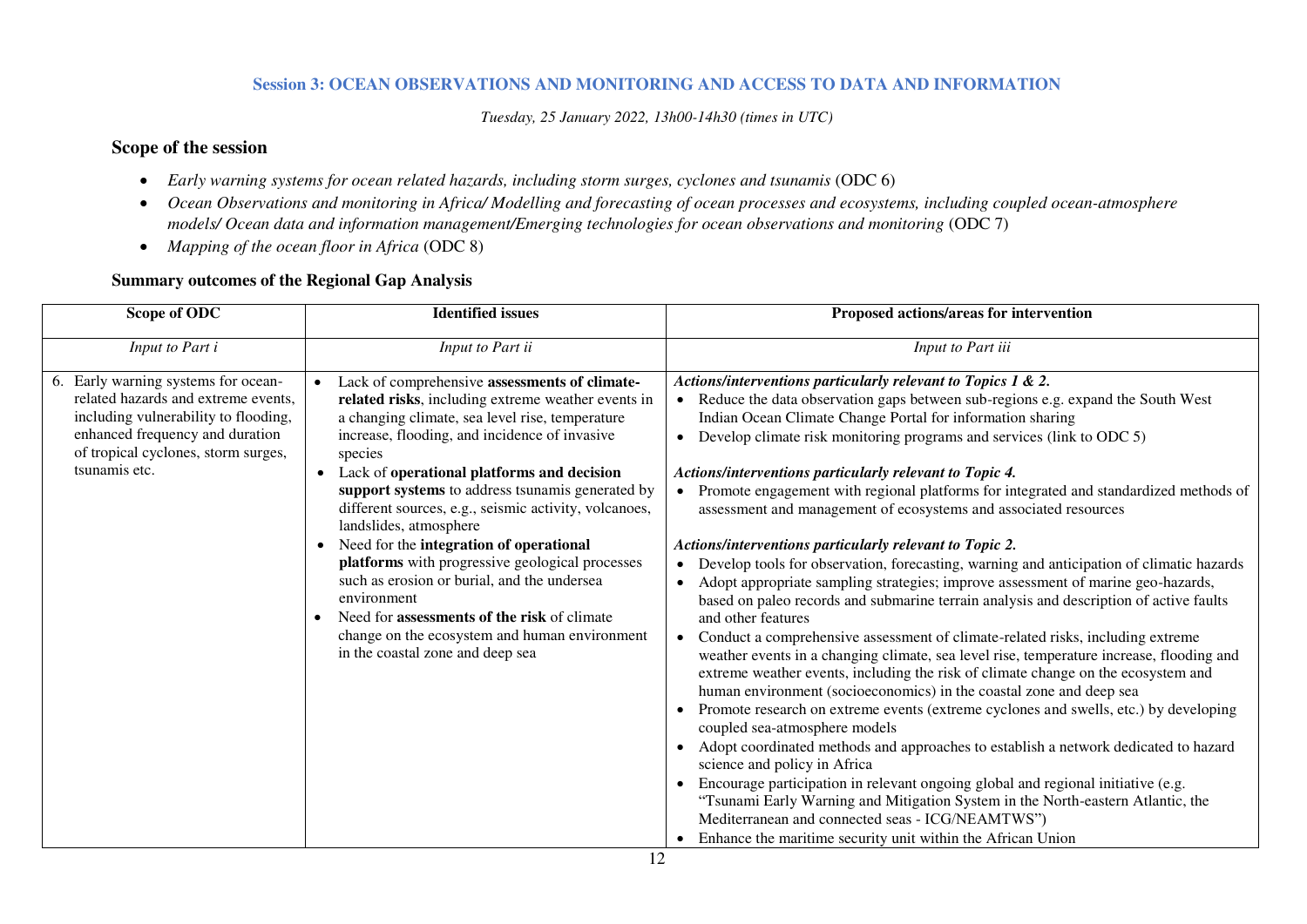### Session 3: OCEAN OBSERVATIONS AND MONITORING AND ACCESS TO DATA AND INFORMATION

*Tuesday, 25 January 2022, 13h00-14h30 (times in UTC)*

## Scope of the session

- *Early warning systems for ocean related hazards, including storm surges, cyclones and tsunamis* (ODC 6)
- *Ocean Observations and monitoring in Africa/ Modelling and forecasting of ocean processes and ecosystems, including coupled ocean-atmosphere models/ Ocean data and information management/Emerging technologies for ocean observations and monitoring* (ODC 7)
- *Mapping of the ocean floor in Africa* (ODC 8)

## Summary outcomes of the Regional Gap Analysis

| Scope of ODC | Identified issues | Proposed actions/areas for intervention |
|---|---|---|
| *Input to Part i* | *Input to Part ii* | *Input to Part iii* |
| 6. Early warning systems for ocean-related hazards and extreme events, including vulnerability to flooding, enhanced frequency and duration of tropical cyclones, storm surges, tsunamis etc. | • Lack of comprehensive **assessments of climate-related risks**, including extreme weather events in a changing climate, sea level rise, temperature increase, flooding, and incidence of invasive species<br>• Lack of **operational platforms and decision support systems** to address tsunamis generated by different sources, e.g., seismic activity, volcanoes, landslides, atmosphere<br>• Need for the **integration of operational platforms** with progressive geological processes such as erosion or burial, and the undersea environment<br>• Need for **assessments of the risk** of climate change on the ecosystem and human environment in the coastal zone and deep sea | ***Actions/interventions particularly relevant to Topics 1 & 2.***<br>• Reduce the data observation gaps between sub-regions e.g. expand the South West Indian Ocean Climate Change Portal for information sharing<br>• Develop climate risk monitoring programs and services (link to ODC 5)<br><br>***Actions/interventions particularly relevant to Topic 4.***<br>• Promote engagement with regional platforms for integrated and standardized methods of assessment and management of ecosystems and associated resources<br><br>***Actions/interventions particularly relevant to Topic 2.***<br>• Develop tools for observation, forecasting, warning and anticipation of climatic hazards<br>• Adopt appropriate sampling strategies; improve assessment of marine geo-hazards, based on paleo records and submarine terrain analysis and description of active faults and other features<br>• Conduct a comprehensive assessment of climate-related risks, including extreme weather events in a changing climate, sea level rise, temperature increase, flooding and extreme weather events, including the risk of climate change on the ecosystem and human environment (socioeconomics) in the coastal zone and deep sea<br>• Promote research on extreme events (extreme cyclones and swells, etc.) by developing coupled sea-atmosphere models<br>• Adopt coordinated methods and approaches to establish a network dedicated to hazard science and policy in Africa<br>• Encourage participation in relevant ongoing global and regional initiative (e.g. "Tsunami Early Warning and Mitigation System in the North-eastern Atlantic, the Mediterranean and connected seas - ICG/NEAMTWS")<br>• Enhance the maritime security unit within the African Union |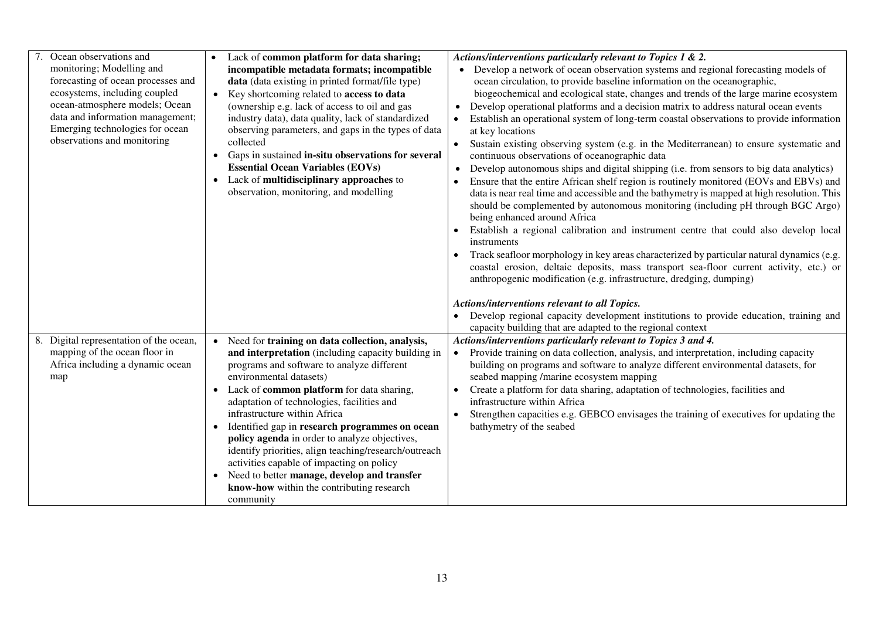| | | |
|---|---|---|
| 7. Ocean observations and monitoring; Modelling and forecasting of ocean processes and ecosystems, including coupled ocean-atmosphere models; Ocean data and information management; Emerging technologies for ocean observations and monitoring | • Lack of **common platform for data sharing; incompatible metadata formats; incompatible data** (data existing in printed format/file type)<br>• Key shortcoming related to **access to data** (ownership e.g. lack of access to oil and gas industry data), data quality, lack of standardized observing parameters, and gaps in the types of data collected<br>• Gaps in sustained **in-situ observations for several Essential Ocean Variables (EOVs)**<br>• Lack of **multidisciplinary approaches** to observation, monitoring, and modelling | ***Actions/interventions particularly relevant to Topics 1 & 2.***<br>• Develop a network of ocean observation systems and regional forecasting models of ocean circulation, to provide baseline information on the oceanographic, biogeochemical and ecological state, changes and trends of the large marine ecosystem<br>• Develop operational platforms and a decision matrix to address natural ocean events<br>• Establish an operational system of long-term coastal observations to provide information at key locations<br>• Sustain existing observing system (e.g. in the Mediterranean) to ensure systematic and continuous observations of oceanographic data<br>• Develop autonomous ships and digital shipping (i.e. from sensors to big data analytics)<br>• Ensure that the entire African shelf region is routinely monitored (EOVs and EBVs) and data is near real time and accessible and the bathymetry is mapped at high resolution. This should be complemented by autonomous monitoring (including pH through BGC Argo) being enhanced around Africa<br>• Establish a regional calibration and instrument centre that could also develop local instruments<br>• Track seafloor morphology in key areas characterized by particular natural dynamics (e.g. coastal erosion, deltaic deposits, mass transport sea-floor current activity, etc.) or anthropogenic modification (e.g. infrastructure, dredging, dumping)<br><br>***Actions/interventions relevant to all Topics.***<br>• Develop regional capacity development institutions to provide education, training and capacity building that are adapted to the regional context |
| 8. Digital representation of the ocean, mapping of the ocean floor in Africa including a dynamic ocean map | • Need for **training on data collection, analysis, and interpretation** (including capacity building in programs and software to analyze different environmental datasets)<br>• Lack of **common platform** for data sharing, adaptation of technologies, facilities and infrastructure within Africa<br>• Identified gap in **research programmes on ocean policy agenda** in order to analyze objectives, identify priorities, align teaching/research/outreach activities capable of impacting on policy<br>• Need to better **manage, develop and transfer know-how** within the contributing research community | ***Actions/interventions particularly relevant to Topics 3 and 4.***<br>• Provide training on data collection, analysis, and interpretation, including capacity building on programs and software to analyze different environmental datasets, for seabed mapping /marine ecosystem mapping<br>• Create a platform for data sharing, adaptation of technologies, facilities and infrastructure within Africa<br>• Strengthen capacities e.g. GEBCO envisages the training of executives for updating the bathymetry of the seabed |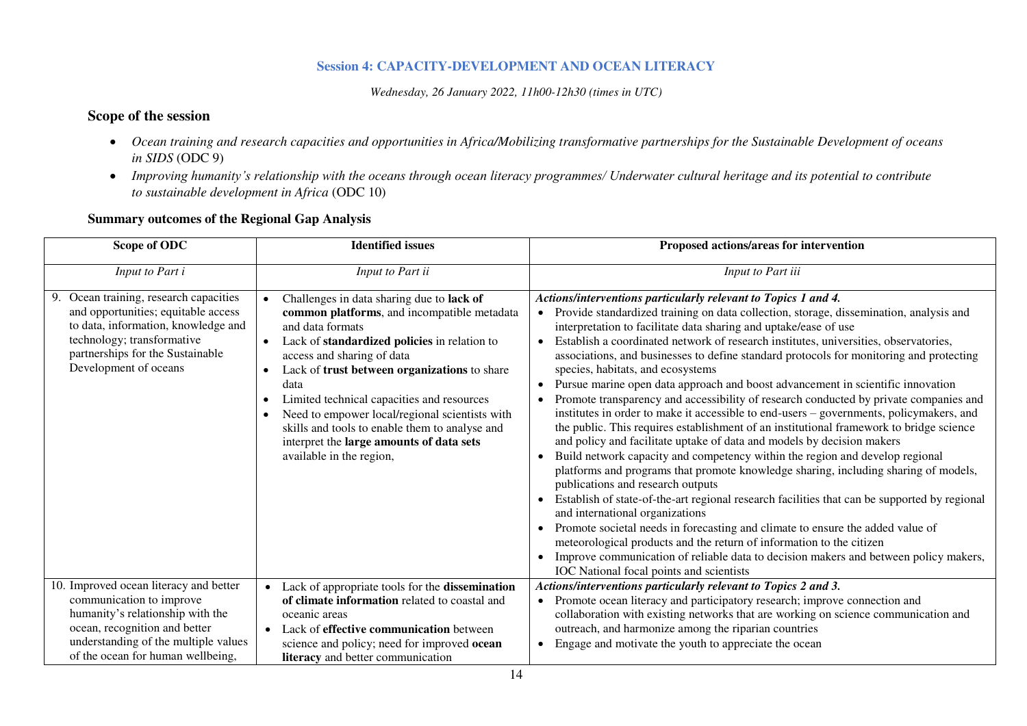### Session 4: CAPACITY-DEVELOPMENT AND OCEAN LITERACY

*Wednesday, 26 January 2022, 11h00-12h30 (times in UTC)*

## Scope of the session

- *Ocean training and research capacities and opportunities in Africa/Mobilizing transformative partnerships for the Sustainable Development of oceans in SIDS* (ODC 9)
- *Improving humanity's relationship with the oceans through ocean literacy programmes/ Underwater cultural heritage and its potential to contribute to sustainable development in Africa* (ODC 10)

## Summary outcomes of the Regional Gap Analysis

| Scope of ODC | Identified issues | Proposed actions/areas for intervention |
|---|---|---|
| *Input to Part i* | *Input to Part ii* | *Input to Part iii* |
| 9. Ocean training, research capacities and opportunities; equitable access to data, information, knowledge and technology; transformative partnerships for the Sustainable Development of oceans | • Challenges in data sharing due to **lack of common platforms**, and incompatible metadata and data formats<br>• Lack of **standardized policies** in relation to access and sharing of data<br>• Lack of **trust between organizations** to share data<br>• Limited technical capacities and resources<br>• Need to empower local/regional scientists with skills and tools to enable them to analyse and interpret the **large amounts of data sets** available in the region, | ***Actions/interventions particularly relevant to Topics 1 and 4.***<br>• Provide standardized training on data collection, storage, dissemination, analysis and interpretation to facilitate data sharing and uptake/ease of use<br>• Establish a coordinated network of research institutes, universities, observatories, associations, and businesses to define standard protocols for monitoring and protecting species, habitats, and ecosystems<br>• Pursue marine open data approach and boost advancement in scientific innovation<br>• Promote transparency and accessibility of research conducted by private companies and institutes in order to make it accessible to end-users – governments, policymakers, and the public. This requires establishment of an institutional framework to bridge science and policy and facilitate uptake of data and models by decision makers<br>• Build network capacity and competency within the region and develop regional platforms and programs that promote knowledge sharing, including sharing of models, publications and research outputs<br>• Establish of state-of-the-art regional research facilities that can be supported by regional and international organizations<br>• Promote societal needs in forecasting and climate to ensure the added value of meteorological products and the return of information to the citizen<br>• Improve communication of reliable data to decision makers and between policy makers, IOC National focal points and scientists |
| 10. Improved ocean literacy and better communication to improve humanity's relationship with the ocean, recognition and better understanding of the multiple values of the ocean for human wellbeing, | • Lack of appropriate tools for the **dissemination of climate information** related to coastal and oceanic areas<br>• Lack of **effective communication** between science and policy; need for improved **ocean literacy** and better communication | ***Actions/interventions particularly relevant to Topics 2 and 3.***<br>• Promote ocean literacy and participatory research; improve connection and collaboration with existing networks that are working on science communication and outreach, and harmonize among the riparian countries<br>• Engage and motivate the youth to appreciate the ocean |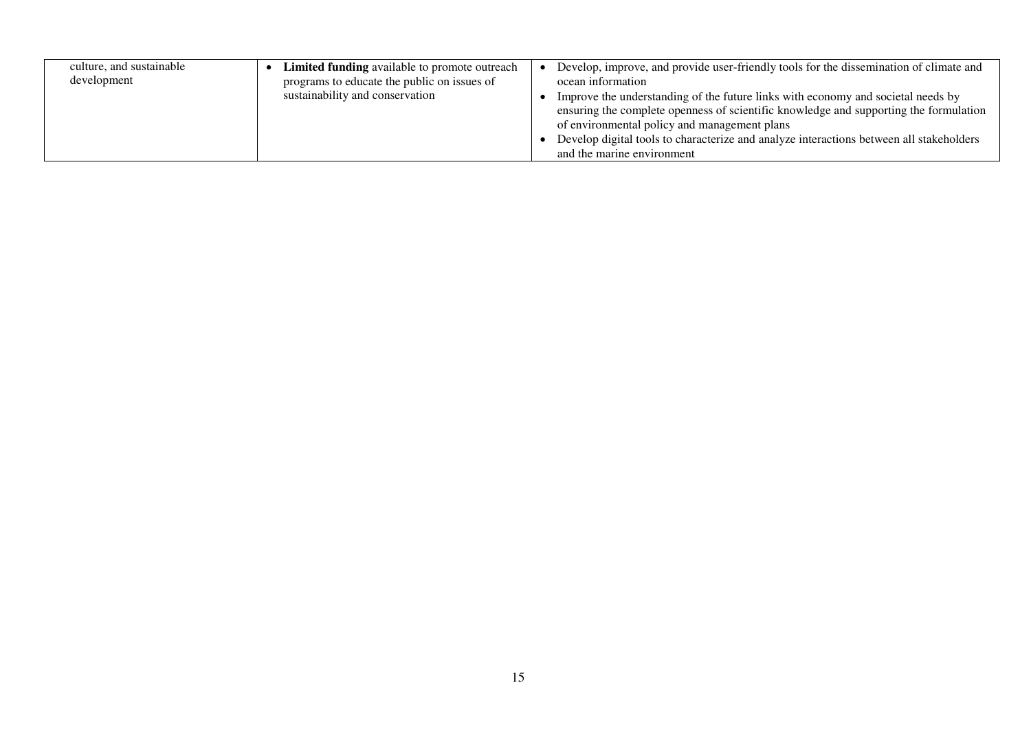| | | |
|---|---|---|
| culture, and sustainable development | • **Limited funding** available to promote outreach programs to educate the public on issues of sustainability and conservation | • Develop, improve, and provide user-friendly tools for the dissemination of climate and ocean information<br>• Improve the understanding of the future links with economy and societal needs by ensuring the complete openness of scientific knowledge and supporting the formulation of environmental policy and management plans<br>• Develop digital tools to characterize and analyze interactions between all stakeholders and the marine environment |